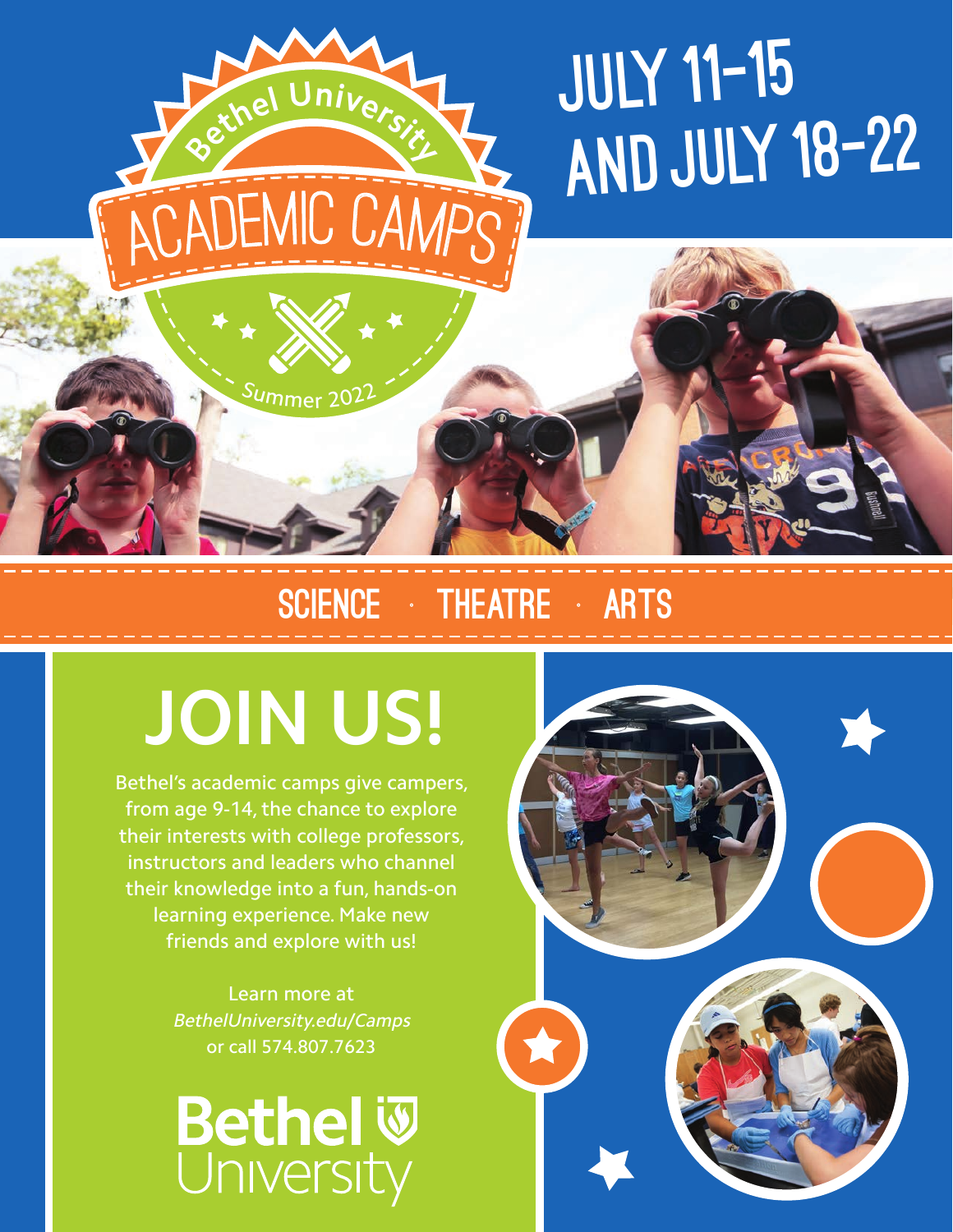Bethel University

# ACADEMIC CAMPS

Summer 2022

# JULY 11-15 AND JULY 18-22

SCIENCE · THEATRE · ARTS

## JOIN US!

Bethel's academic camps give campers, from age 9-14, the chance to explore their interests with college professors, instructors and leaders who channel their knowledge into a fun, hands-on learning experience. Make new friends and explore with us!

Learn more at *BethelUniversity.edu/Camps* or call 574.807.7623

Bethel University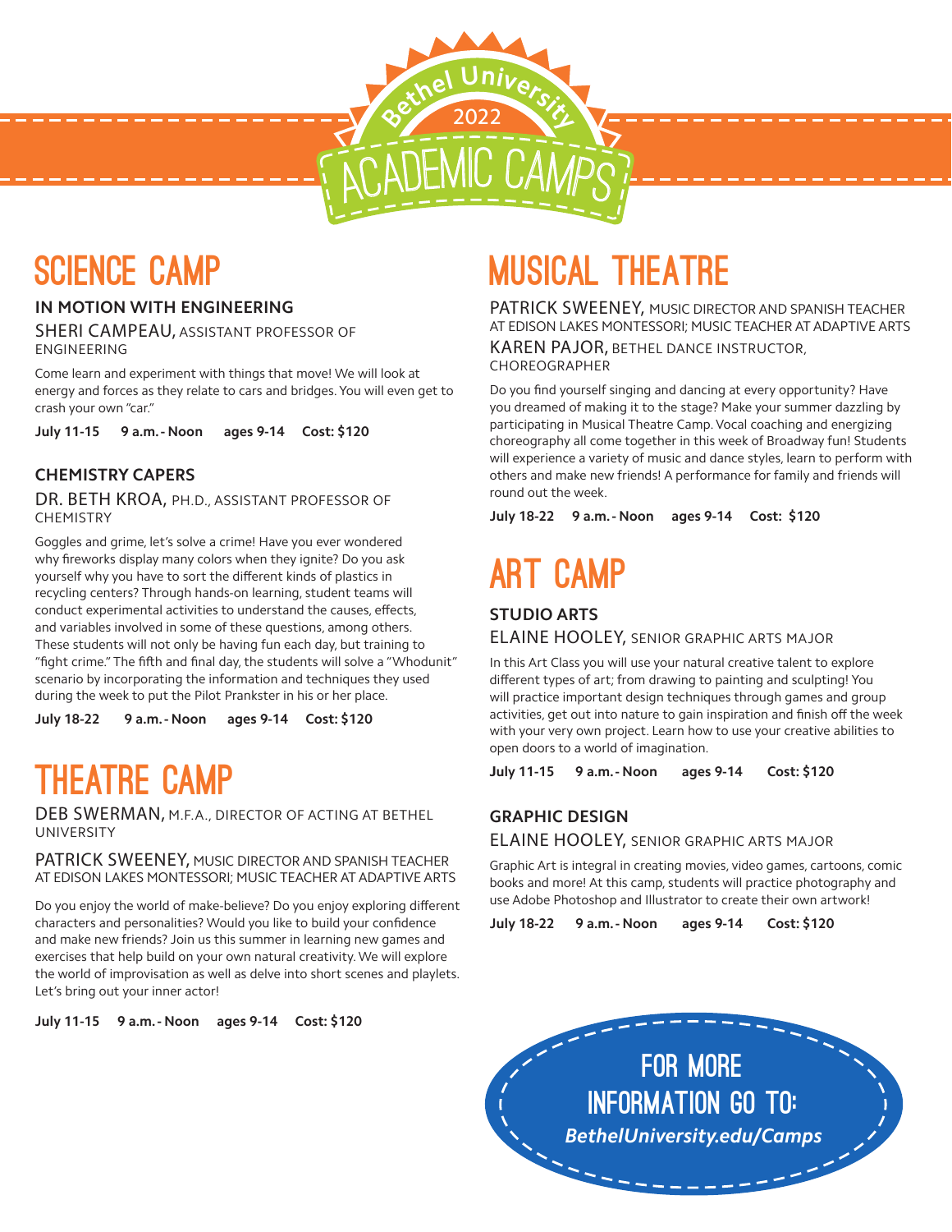# Bethel University 2022 ACADEMIC CAMPS

## SCIENCE CAMP

### IN MOTION WITH ENGINEERING

SHERI CAMPEAU, ASSISTANT PROFESSOR OF ENGINEERING

Come learn and experiment with things that move! We will look at energy and forces as they relate to cars and bridges. You will even get to crash your own "car."

**July 11-15 9 a.m. - Noon ages 9-14 Cost: $120**

### CHEMISTRY CAPERS

DR. BETH KROA, PH.D., ASSISTANT PROFESSOR OF CHEMISTRY

Goggles and grime, let's solve a crime! Have you ever wondered why fireworks display many colors when they ignite? Do you ask yourself why you have to sort the different kinds of plastics in recycling centers? Through hands-on learning, student teams will conduct experimental activities to understand the causes, effects, and variables involved in some of these questions, among others. These students will not only be having fun each day, but training to "fight crime." The fifth and final day, the students will solve a "Whodunit" scenario by incorporating the information and techniques they used during the week to put the Pilot Prankster in his or her place.

**July 18-22 9 a.m. - Noon ages 9-14 Cost: $120**

## THEATRE CAMP

DEB SWERMAN, M.F.A., DIRECTOR OF ACTING AT BETHEL UNIVERSITY

PATRICK SWEENEY, MUSIC DIRECTOR AND SPANISH TEACHER AT EDISON LAKES MONTESSORI; MUSIC TEACHER AT ADAPTIVE ARTS

Do you enjoy the world of make-believe? Do you enjoy exploring different characters and personalities? Would you like to build your confidence and make new friends? Join us this summer in learning new games and exercises that help build on your own natural creativity. We will explore the world of improvisation as well as delve into short scenes and playlets. Let's bring out your inner actor!

**July 11-15 9 a.m. - Noon ages 9-14 Cost: $120**

## MUSICAL THEATRE

PATRICK SWEENEY, MUSIC DIRECTOR AND SPANISH TEACHER AT EDISON LAKES MONTESSORI; MUSIC TEACHER AT ADAPTIVE ARTS

KAREN PAJOR, BETHEL DANCE INSTRUCTOR, CHOREOGRAPHER

Do you find yourself singing and dancing at every opportunity? Have you dreamed of making it to the stage? Make your summer dazzling by participating in Musical Theatre Camp. Vocal coaching and energizing choreography all come together in this week of Broadway fun! Students will experience a variety of music and dance styles, learn to perform with others and make new friends! A performance for family and friends will round out the week.

**July 18-22 9 a.m. - Noon ages 9-14 Cost: $120**

## ART CAMP

### STUDIO ARTS

ELAINE HOOLEY, SENIOR GRAPHIC ARTS MAJOR

In this Art Class you will use your natural creative talent to explore different types of art; from drawing to painting and sculpting! You will practice important design techniques through games and group activities, get out into nature to gain inspiration and finish off the week with your very own project. Learn how to use your creative abilities to open doors to a world of imagination.

**July 11-15 9 a.m. - Noon ages 9-14 Cost: $120**

### GRAPHIC DESIGN

ELAINE HOOLEY, SENIOR GRAPHIC ARTS MAJOR

Graphic Art is integral in creating movies, video games, cartoons, comic books and more! At this camp, students will practice photography and use Adobe Photoshop and Illustrator to create their own artwork!

**July 18-22 9 a.m. - Noon ages 9-14 Cost: $120**

FOR MORE INFORMATION GO TO:
*BethelUniversity.edu/Camps*